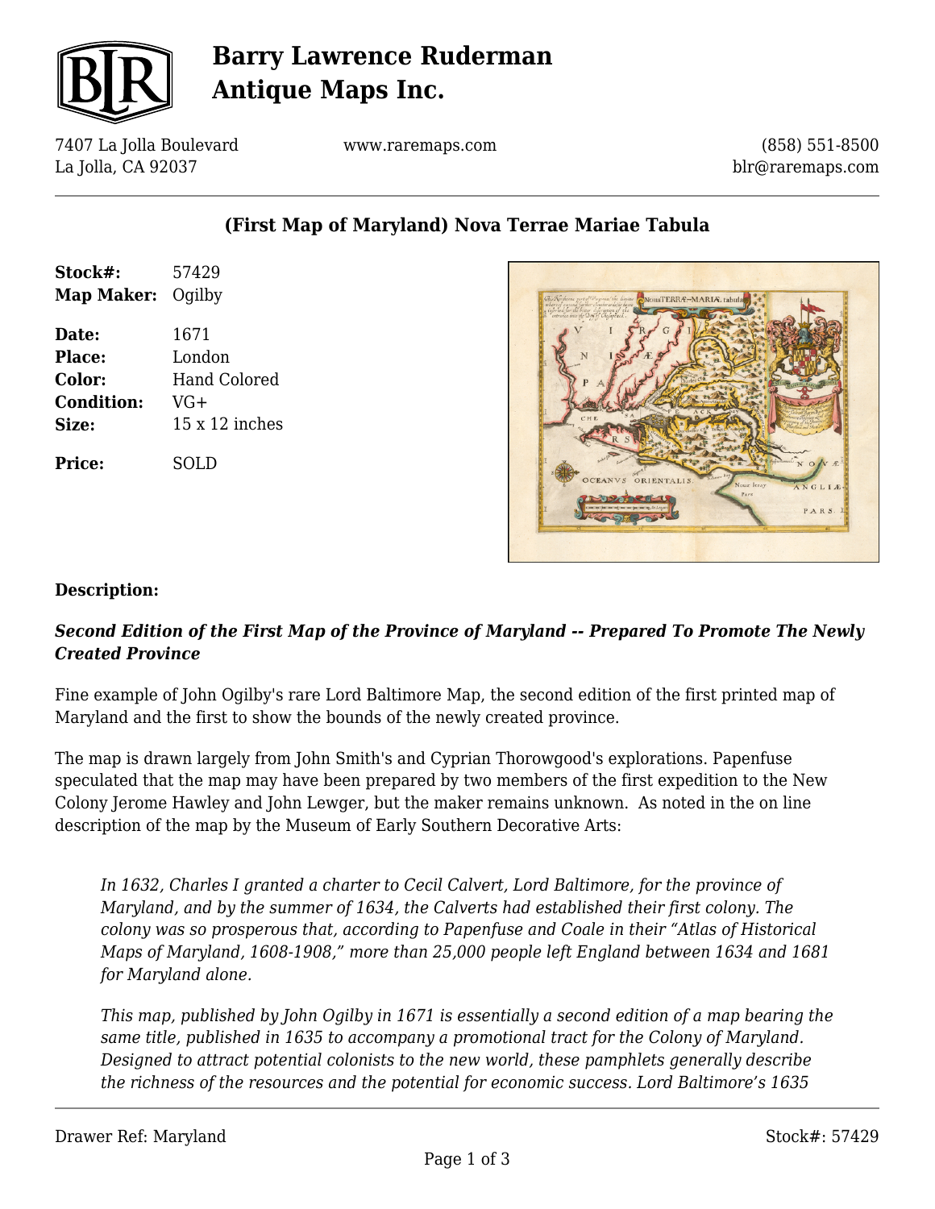# Barry Lawrence Ruderman Antique Maps Inc.

7407 La Jolla Boulevard
La Jolla, CA 92037

www.raremaps.com

(858) 551-8500
blr@raremaps.com

## (First Map of Maryland) Nova Terrae Mariae Tabula

**Stock#:** 57429
**Map Maker:** Ogilby

**Date:** 1671
**Place:** London
**Color:** Hand Colored
**Condition:** VG+
**Size:** 15 x 12 inches

**Price:** SOLD

### Description:

***Second Edition of the First Map of the Province of Maryland -- Prepared To Promote The Newly Created Province***

Fine example of John Ogilby's rare Lord Baltimore Map, the second edition of the first printed map of Maryland and the first to show the bounds of the newly created province.

The map is drawn largely from John Smith's and Cyprian Thorowgood's explorations. Papenfuse speculated that the map may have been prepared by two members of the first expedition to the New Colony Jerome Hawley and John Lewger, but the maker remains unknown. As noted in the on line description of the map by the Museum of Early Southern Decorative Arts:

> *In 1632, Charles I granted a charter to Cecil Calvert, Lord Baltimore, for the province of Maryland, and by the summer of 1634, the Calverts had established their first colony. The colony was so prosperous that, according to Papenfuse and Coale in their "Atlas of Historical Maps of Maryland, 1608-1908," more than 25,000 people left England between 1634 and 1681 for Maryland alone.*
>
> *This map, published by John Ogilby in 1671 is essentially a second edition of a map bearing the same title, published in 1635 to accompany a promotional tract for the Colony of Maryland. Designed to attract potential colonists to the new world, these pamphlets generally describe the richness of the resources and the potential for economic success. Lord Baltimore's 1635*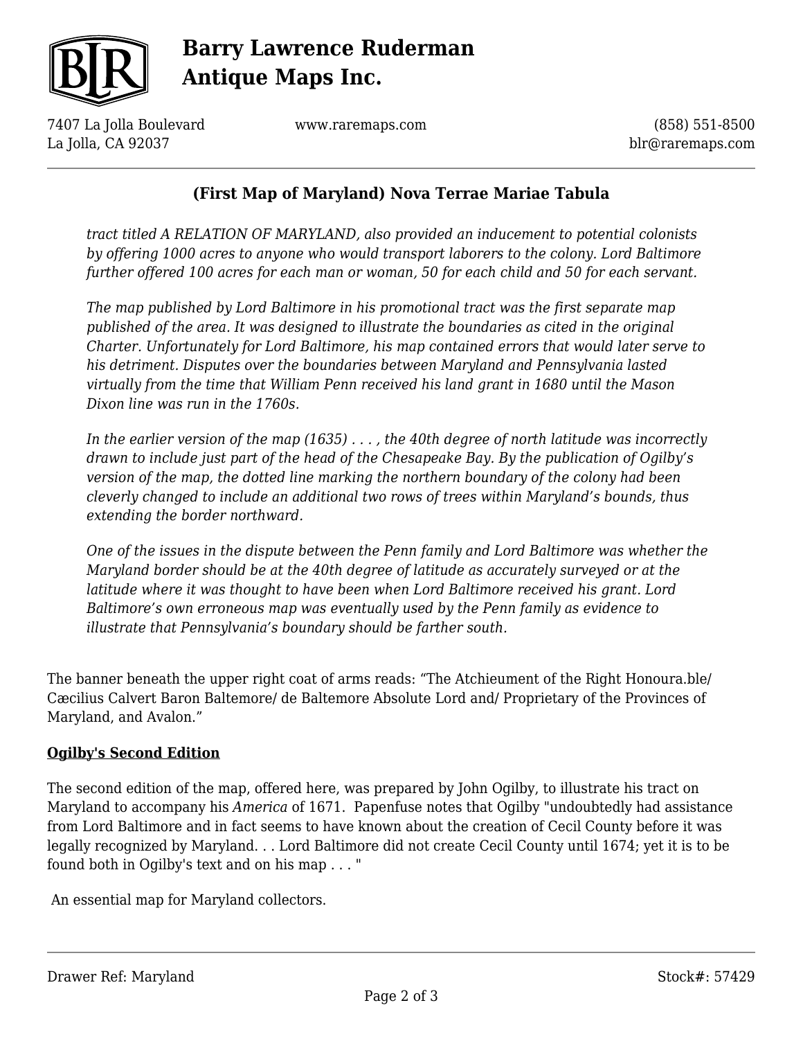*tract titled A RELATION OF MARYLAND, also provided an inducement to potential colonists by offering 1000 acres to anyone who would transport laborers to the colony. Lord Baltimore further offered 100 acres for each man or woman, 50 for each child and 50 for each servant.*

*The map published by Lord Baltimore in his promotional tract was the first separate map published of the area. It was designed to illustrate the boundaries as cited in the original Charter. Unfortunately for Lord Baltimore, his map contained errors that would later serve to his detriment. Disputes over the boundaries between Maryland and Pennsylvania lasted virtually from the time that William Penn received his land grant in 1680 until the Mason Dixon line was run in the 1760s.*

*In the earlier version of the map (1635) . . . , the 40th degree of north latitude was incorrectly drawn to include just part of the head of the Chesapeake Bay. By the publication of Ogilby's version of the map, the dotted line marking the northern boundary of the colony had been cleverly changed to include an additional two rows of trees within Maryland's bounds, thus extending the border northward.*

*One of the issues in the dispute between the Penn family and Lord Baltimore was whether the Maryland border should be at the 40th degree of latitude as accurately surveyed or at the latitude where it was thought to have been when Lord Baltimore received his grant. Lord Baltimore's own erroneous map was eventually used by the Penn family as evidence to illustrate that Pennsylvania's boundary should be farther south.*

The banner beneath the upper right coat of arms reads: "The Atchieument of the Right Honoura.ble/ Cæcilius Calvert Baron Baltemore/ de Baltemore Absolute Lord and/ Proprietary of the Provinces of Maryland, and Avalon."

**Ogilby's Second Edition**

The second edition of the map, offered here, was prepared by John Ogilby, to illustrate his tract on Maryland to accompany his *America* of 1671. Papenfuse notes that Ogilby "undoubtedly had assistance from Lord Baltimore and in fact seems to have known about the creation of Cecil County before it was legally recognized by Maryland. . . Lord Baltimore did not create Cecil County until 1674; yet it is to be found both in Ogilby's text and on his map . . . "

An essential map for Maryland collectors.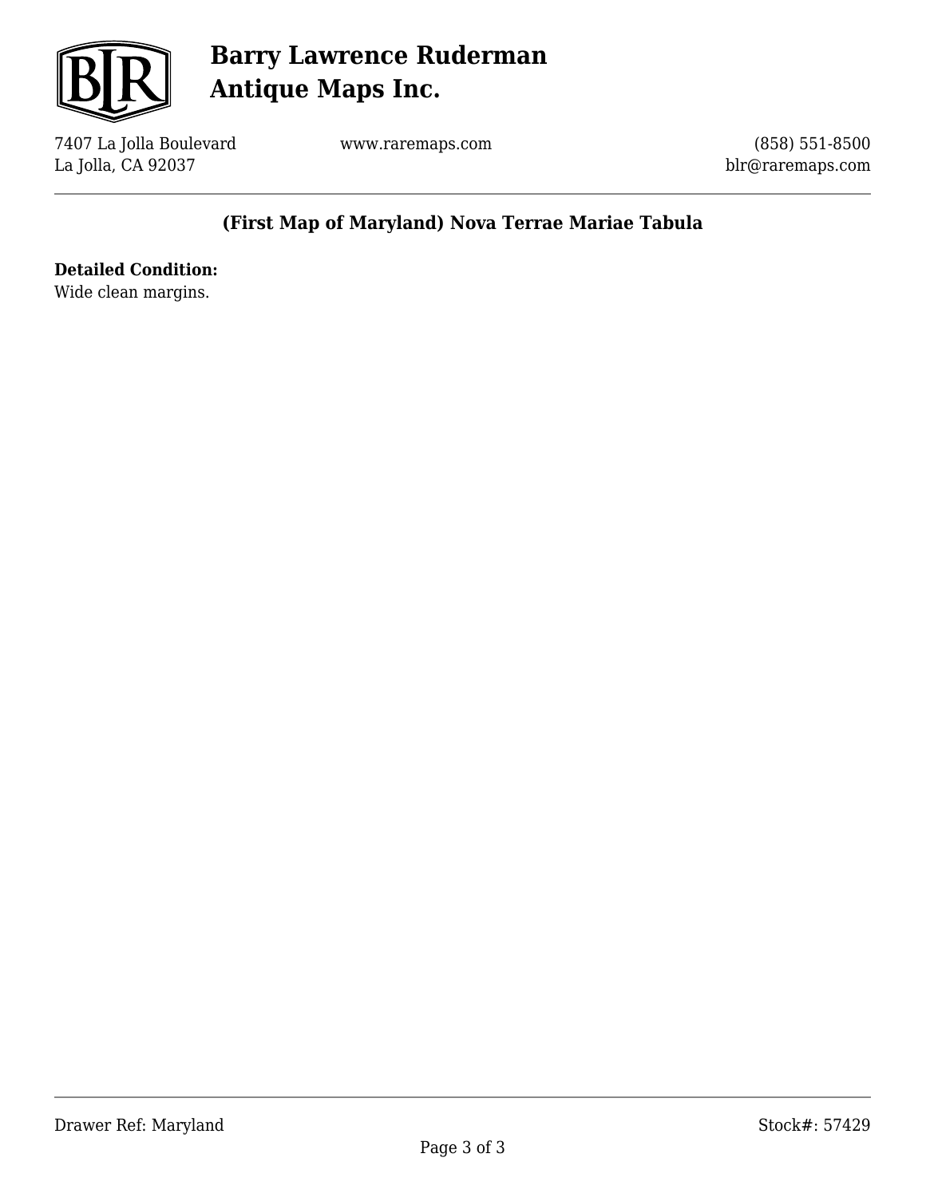**Detailed Condition:**
Wide clean margins.